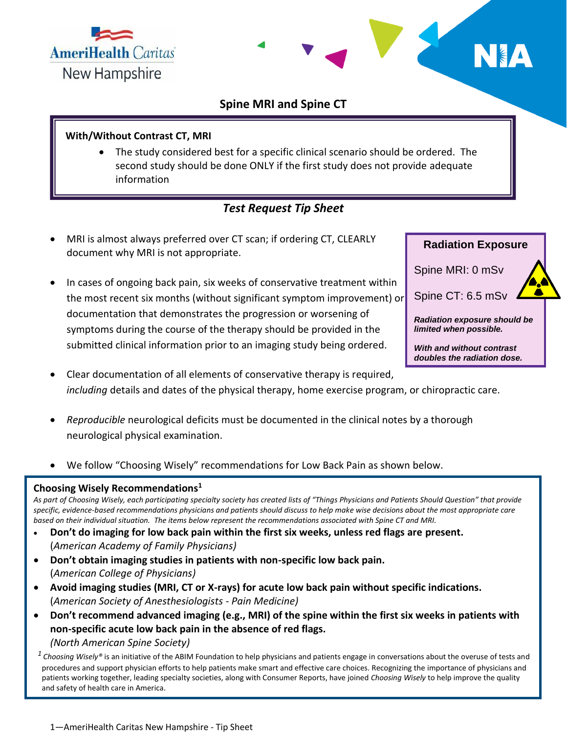AmeriHealth Caritas New Hampshire

NIA

# Spine MRI and Spine CT

**With/Without Contrast CT, MRI**

- The study considered best for a specific clinical scenario should be ordered. The second study should be done ONLY if the first study does not provide adequate information

## *Test Request Tip Sheet*

- MRI is almost always preferred over CT scan; if ordering CT, CLEARLY document why MRI is not appropriate.
- In cases of ongoing back pain, six weeks of conservative treatment within the most recent six months (without significant symptom improvement) or documentation that demonstrates the progression or worsening of symptoms during the course of the therapy should be provided in the submitted clinical information prior to an imaging study being ordered.
- Clear documentation of all elements of conservative therapy is required, *including* details and dates of the physical therapy, home exercise program, or chiropractic care.
- *Reproducible* neurological deficits must be documented in the clinical notes by a thorough neurological physical examination.
- We follow "Choosing Wisely" recommendations for Low Back Pain as shown below.

**Radiation Exposure**

Spine MRI: 0 mSv

Spine CT: 6.5 mSv

***Radiation exposure should be limited when possible.***

***With and without contrast doubles the radiation dose.***

**Choosing Wisely Recommendations[1]**

*As part of Choosing Wisely, each participating specialty society has created lists of "Things Physicians and Patients Should Question" that provide specific, evidence-based recommendations physicians and patients should discuss to help make wise decisions about the most appropriate care based on their individual situation. The items below represent the recommendations associated with Spine CT and MRI.*

- **Don't do imaging for low back pain within the first six weeks, unless red flags are present.** (*American Academy of Family Physicians)*
- **Don't obtain imaging studies in patients with non-specific low back pain.** (*American College of Physicians)*
- **Avoid imaging studies (MRI, CT or X-rays) for acute low back pain without specific indications.** (*American Society of Anesthesiologists - Pain Medicine)*
- **Don't recommend advanced imaging (e.g., MRI) of the spine within the first six weeks in patients with non-specific acute low back pain in the absence of red flags.** *(North American Spine Society)*

[1] *Choosing Wisely®* is an initiative of the ABIM Foundation to help physicians and patients engage in conversations about the overuse of tests and procedures and support physician efforts to help patients make smart and effective care choices. Recognizing the importance of physicians and patients working together, leading specialty societies, along with Consumer Reports, have joined *Choosing Wisely* to help improve the quality and safety of health care in America.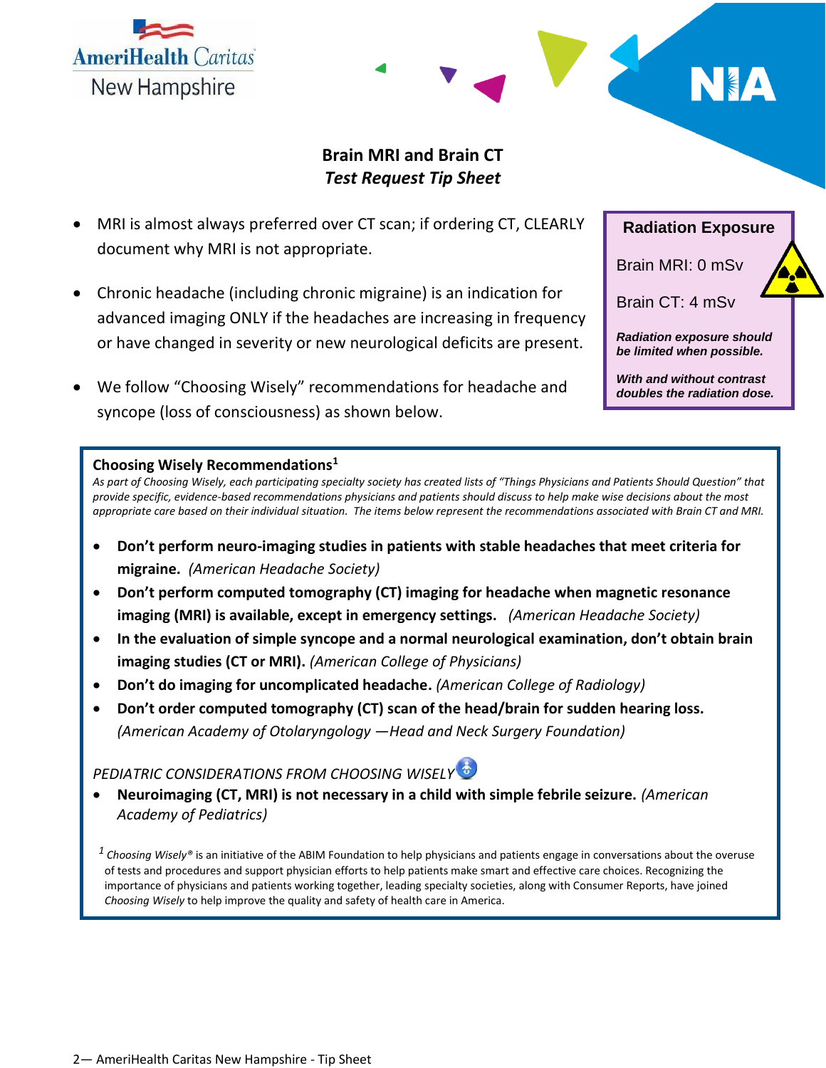**Brain MRI and Brain CT**
***Test Request Tip Sheet***

- MRI is almost always preferred over CT scan; if ordering CT, CLEARLY document why MRI is not appropriate.
- Chronic headache (including chronic migraine) is an indication for advanced imaging ONLY if the headaches are increasing in frequency or have changed in severity or new neurological deficits are present.
- We follow "Choosing Wisely" recommendations for headache and syncope (loss of consciousness) as shown below.

**Radiation Exposure**

Brain MRI: 0 mSv

Brain CT: 4 mSv

***Radiation exposure should be limited when possible.***

***With and without contrast doubles the radiation dose.***

**Choosing Wisely Recommendations[1]**

*As part of Choosing Wisely, each participating specialty society has created lists of "Things Physicians and Patients Should Question" that provide specific, evidence-based recommendations physicians and patients should discuss to help make wise decisions about the most appropriate care based on their individual situation. The items below represent the recommendations associated with Brain CT and MRI.*

- **Don't perform neuro-imaging studies in patients with stable headaches that meet criteria for migraine.** *(American Headache Society)*
- **Don't perform computed tomography (CT) imaging for headache when magnetic resonance imaging (MRI) is available, except in emergency settings.** *(American Headache Society)*
- **In the evaluation of simple syncope and a normal neurological examination, don't obtain brain imaging studies (CT or MRI).** *(American College of Physicians)*
- **Don't do imaging for uncomplicated headache.** *(American College of Radiology)*
- **Don't order computed tomography (CT) scan of the head/brain for sudden hearing loss.** *(American Academy of Otolaryngology —Head and Neck Surgery Foundation)*

*PEDIATRIC CONSIDERATIONS FROM CHOOSING WISELY*

- **Neuroimaging (CT, MRI) is not necessary in a child with simple febrile seizure.** *(American Academy of Pediatrics)*

[1] *Choosing Wisely®* is an initiative of the ABIM Foundation to help physicians and patients engage in conversations about the overuse of tests and procedures and support physician efforts to help patients make smart and effective care choices. Recognizing the importance of physicians and patients working together, leading specialty societies, along with Consumer Reports, have joined *Choosing Wisely* to help improve the quality and safety of health care in America.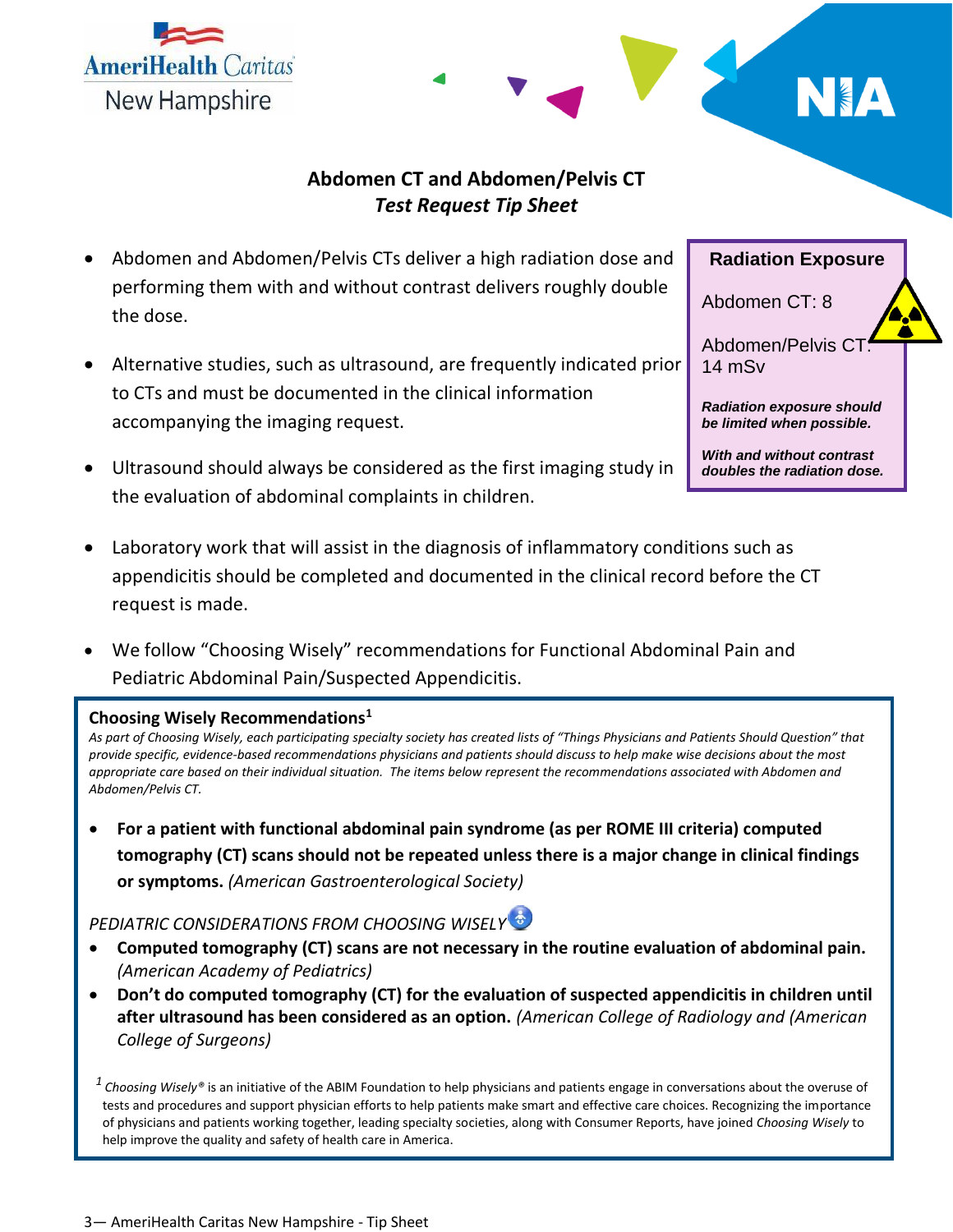AmeriHealth Caritas New Hampshire

NIA

# Abdomen CT and Abdomen/Pelvis CT
## *Test Request Tip Sheet*

- Abdomen and Abdomen/Pelvis CTs deliver a high radiation dose and performing them with and without contrast delivers roughly double the dose.
- Alternative studies, such as ultrasound, are frequently indicated prior to CTs and must be documented in the clinical information accompanying the imaging request.
- Ultrasound should always be considered as the first imaging study in the evaluation of abdominal complaints in children.

**Radiation Exposure**

Abdomen CT: 8

Abdomen/Pelvis CT: 14 mSv

***Radiation exposure should be limited when possible.***

***With and without contrast doubles the radiation dose.***

- Laboratory work that will assist in the diagnosis of inflammatory conditions such as appendicitis should be completed and documented in the clinical record before the CT request is made.
- We follow "Choosing Wisely" recommendations for Functional Abdominal Pain and Pediatric Abdominal Pain/Suspected Appendicitis.

**Choosing Wisely Recommendations[1]**

*As part of Choosing Wisely, each participating specialty society has created lists of "Things Physicians and Patients Should Question" that provide specific, evidence-based recommendations physicians and patients should discuss to help make wise decisions about the most appropriate care based on their individual situation. The items below represent the recommendations associated with Abdomen and Abdomen/Pelvis CT.*

- **For a patient with functional abdominal pain syndrome (as per ROME III criteria) computed tomography (CT) scans should not be repeated unless there is a major change in clinical findings or symptoms.** *(American Gastroenterological Society)*

*PEDIATRIC CONSIDERATIONS FROM CHOOSING WISELY*

- **Computed tomography (CT) scans are not necessary in the routine evaluation of abdominal pain.** *(American Academy of Pediatrics)*
- **Don't do computed tomography (CT) for the evaluation of suspected appendicitis in children until after ultrasound has been considered as an option.** *(American College of Radiology and (American College of Surgeons)*

[1] *Choosing Wisely®* is an initiative of the ABIM Foundation to help physicians and patients engage in conversations about the overuse of tests and procedures and support physician efforts to help patients make smart and effective care choices. Recognizing the importance of physicians and patients working together, leading specialty societies, along with Consumer Reports, have joined *Choosing Wisely* to help improve the quality and safety of health care in America.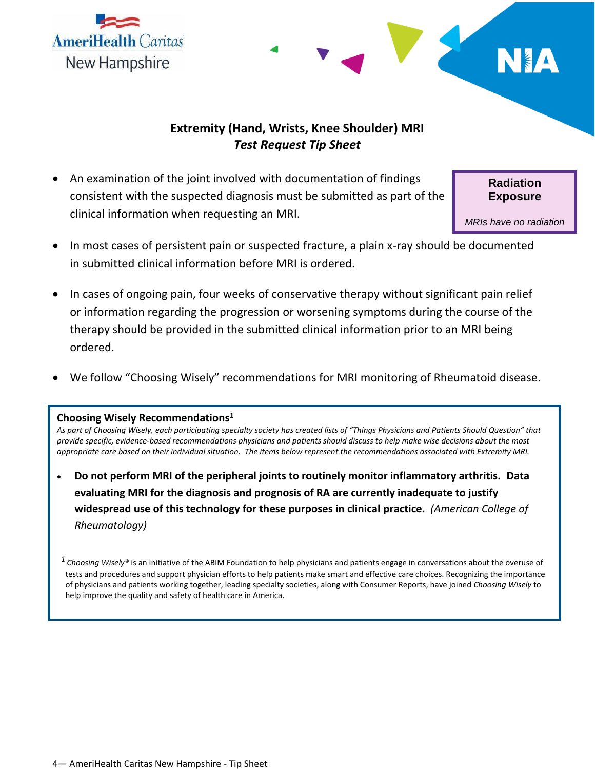## Extremity (Hand, Wrists, Knee Shoulder) MRI
### *Test Request Tip Sheet*

**Radiation Exposure**

*MRIs have no radiation*

- An examination of the joint involved with documentation of findings consistent with the suspected diagnosis must be submitted as part of the clinical information when requesting an MRI.
- In most cases of persistent pain or suspected fracture, a plain x-ray should be documented in submitted clinical information before MRI is ordered.
- In cases of ongoing pain, four weeks of conservative therapy without significant pain relief or information regarding the progression or worsening symptoms during the course of the therapy should be provided in the submitted clinical information prior to an MRI being ordered.
- We follow "Choosing Wisely" recommendations for MRI monitoring of Rheumatoid disease.

**Choosing Wisely Recommendations[1]**

*As part of Choosing Wisely, each participating specialty society has created lists of "Things Physicians and Patients Should Question" that provide specific, evidence-based recommendations physicians and patients should discuss to help make wise decisions about the most appropriate care based on their individual situation. The items below represent the recommendations associated with Extremity MRI.*

- **Do not perform MRI of the peripheral joints to routinely monitor inflammatory arthritis. Data evaluating MRI for the diagnosis and prognosis of RA are currently inadequate to justify widespread use of this technology for these purposes in clinical practice.** *(American College of Rheumatology)*

[1] *Choosing Wisely®* is an initiative of the ABIM Foundation to help physicians and patients engage in conversations about the overuse of tests and procedures and support physician efforts to help patients make smart and effective care choices. Recognizing the importance of physicians and patients working together, leading specialty societies, along with Consumer Reports, have joined *Choosing Wisely* to help improve the quality and safety of health care in America.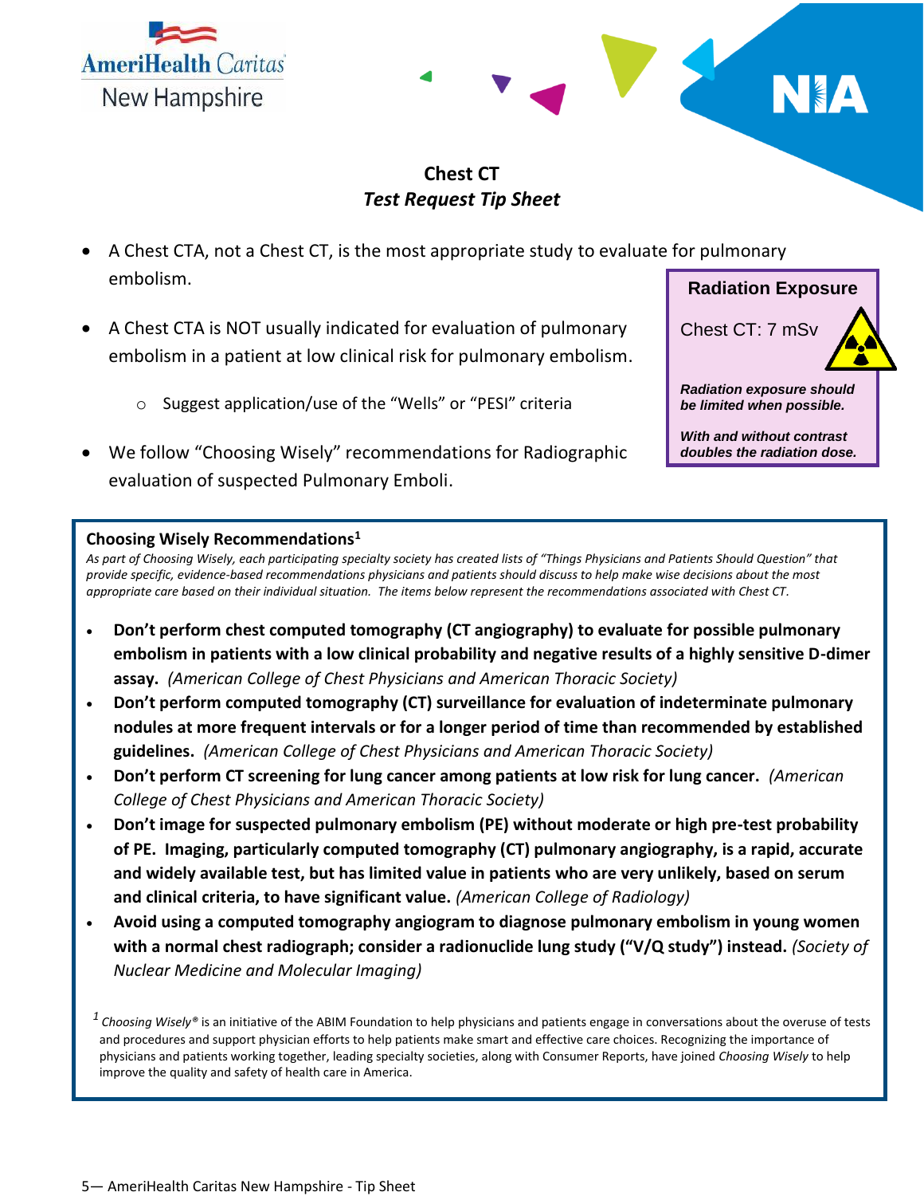# Chest CT
## *Test Request Tip Sheet*

- A Chest CTA, not a Chest CT, is the most appropriate study to evaluate for pulmonary embolism.
- A Chest CTA is NOT usually indicated for evaluation of pulmonary embolism in a patient at low clinical risk for pulmonary embolism.
  - Suggest application/use of the "Wells" or "PESI" criteria
- We follow "Choosing Wisely" recommendations for Radiographic evaluation of suspected Pulmonary Emboli.

**Radiation Exposure**

Chest CT: 7 mSv

***Radiation exposure should be limited when possible.***

***With and without contrast doubles the radiation dose.***

**Choosing Wisely Recommendations[1]**

*As part of Choosing Wisely, each participating specialty society has created lists of "Things Physicians and Patients Should Question" that provide specific, evidence-based recommendations physicians and patients should discuss to help make wise decisions about the most appropriate care based on their individual situation. The items below represent the recommendations associated with Chest CT.*

- **Don't perform chest computed tomography (CT angiography) to evaluate for possible pulmonary embolism in patients with a low clinical probability and negative results of a highly sensitive D-dimer assay.** *(American College of Chest Physicians and American Thoracic Society)*
- **Don't perform computed tomography (CT) surveillance for evaluation of indeterminate pulmonary nodules at more frequent intervals or for a longer period of time than recommended by established guidelines.** *(American College of Chest Physicians and American Thoracic Society)*
- **Don't perform CT screening for lung cancer among patients at low risk for lung cancer.** *(American College of Chest Physicians and American Thoracic Society)*
- **Don't image for suspected pulmonary embolism (PE) without moderate or high pre-test probability of PE. Imaging, particularly computed tomography (CT) pulmonary angiography, is a rapid, accurate and widely available test, but has limited value in patients who are very unlikely, based on serum and clinical criteria, to have significant value.** *(American College of Radiology)*
- **Avoid using a computed tomography angiogram to diagnose pulmonary embolism in young women with a normal chest radiograph; consider a radionuclide lung study ("V/Q study") instead.** *(Society of Nuclear Medicine and Molecular Imaging)*

[1] *Choosing Wisely®* is an initiative of the ABIM Foundation to help physicians and patients engage in conversations about the overuse of tests and procedures and support physician efforts to help patients make smart and effective care choices. Recognizing the importance of physicians and patients working together, leading specialty societies, along with Consumer Reports, have joined *Choosing Wisely* to help improve the quality and safety of health care in America.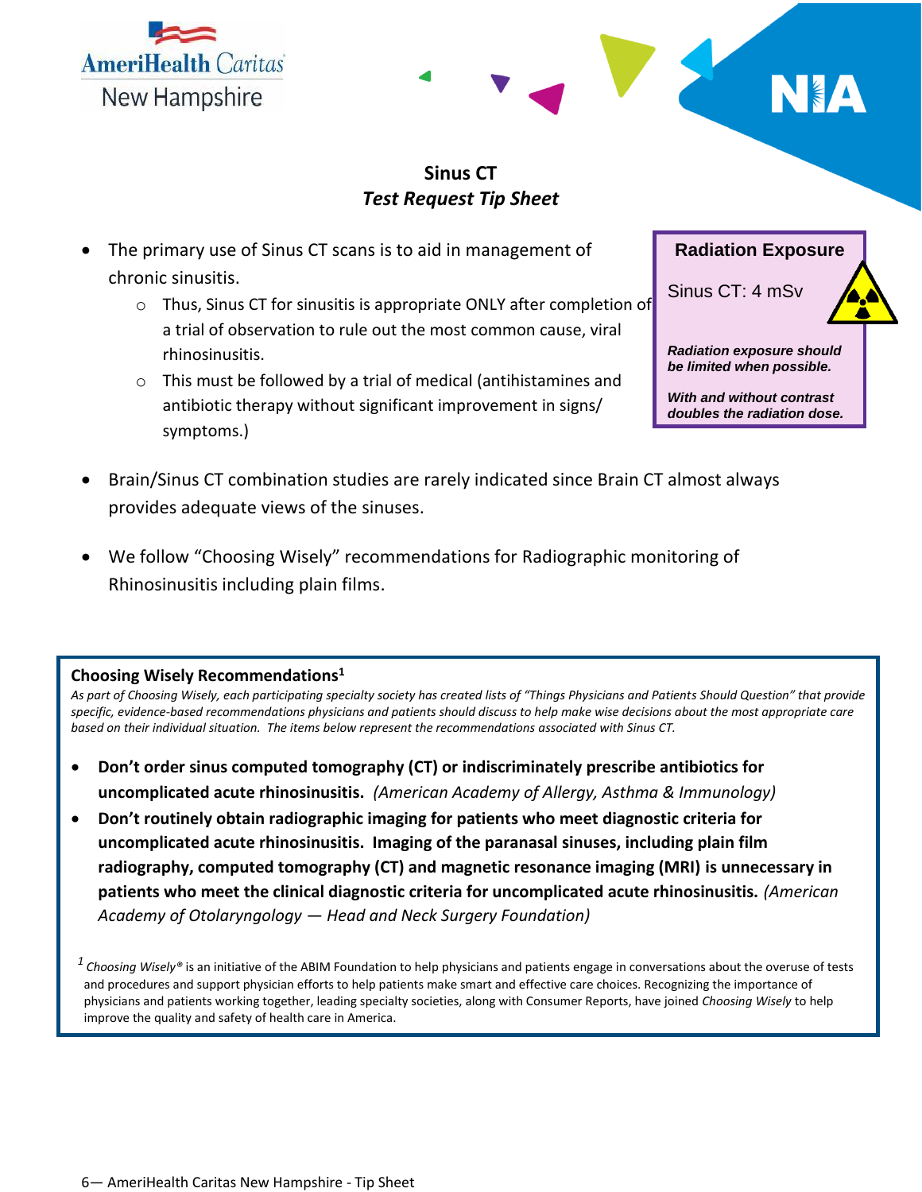# Sinus CT

## *Test Request Tip Sheet*

- The primary use of Sinus CT scans is to aid in management of chronic sinusitis.
  - Thus, Sinus CT for sinusitis is appropriate ONLY after completion of a trial of observation to rule out the most common cause, viral rhinosinusitis.
  - This must be followed by a trial of medical (antihistamines and antibiotic therapy without significant improvement in signs/ symptoms.)

**Radiation Exposure**

Sinus CT: 4 mSv

***Radiation exposure should be limited when possible.***

***With and without contrast doubles the radiation dose.***

- Brain/Sinus CT combination studies are rarely indicated since Brain CT almost always provides adequate views of the sinuses.

- We follow "Choosing Wisely" recommendations for Radiographic monitoring of Rhinosinusitis including plain films.

**Choosing Wisely Recommendations**[1]

*As part of Choosing Wisely, each participating specialty society has created lists of "Things Physicians and Patients Should Question" that provide specific, evidence-based recommendations physicians and patients should discuss to help make wise decisions about the most appropriate care based on their individual situation. The items below represent the recommendations associated with Sinus CT.*

- **Don't order sinus computed tomography (CT) or indiscriminately prescribe antibiotics for uncomplicated acute rhinosinusitis.** *(American Academy of Allergy, Asthma & Immunology)*
- **Don't routinely obtain radiographic imaging for patients who meet diagnostic criteria for uncomplicated acute rhinosinusitis. Imaging of the paranasal sinuses, including plain film radiography, computed tomography (CT) and magnetic resonance imaging (MRI) is unnecessary in patients who meet the clinical diagnostic criteria for uncomplicated acute rhinosinusitis.** *(American Academy of Otolaryngology — Head and Neck Surgery Foundation)*

[1] *Choosing Wisely®* is an initiative of the ABIM Foundation to help physicians and patients engage in conversations about the overuse of tests and procedures and support physician efforts to help patients make smart and effective care choices. Recognizing the importance of physicians and patients working together, leading specialty societies, along with Consumer Reports, have joined *Choosing Wisely* to help improve the quality and safety of health care in America.